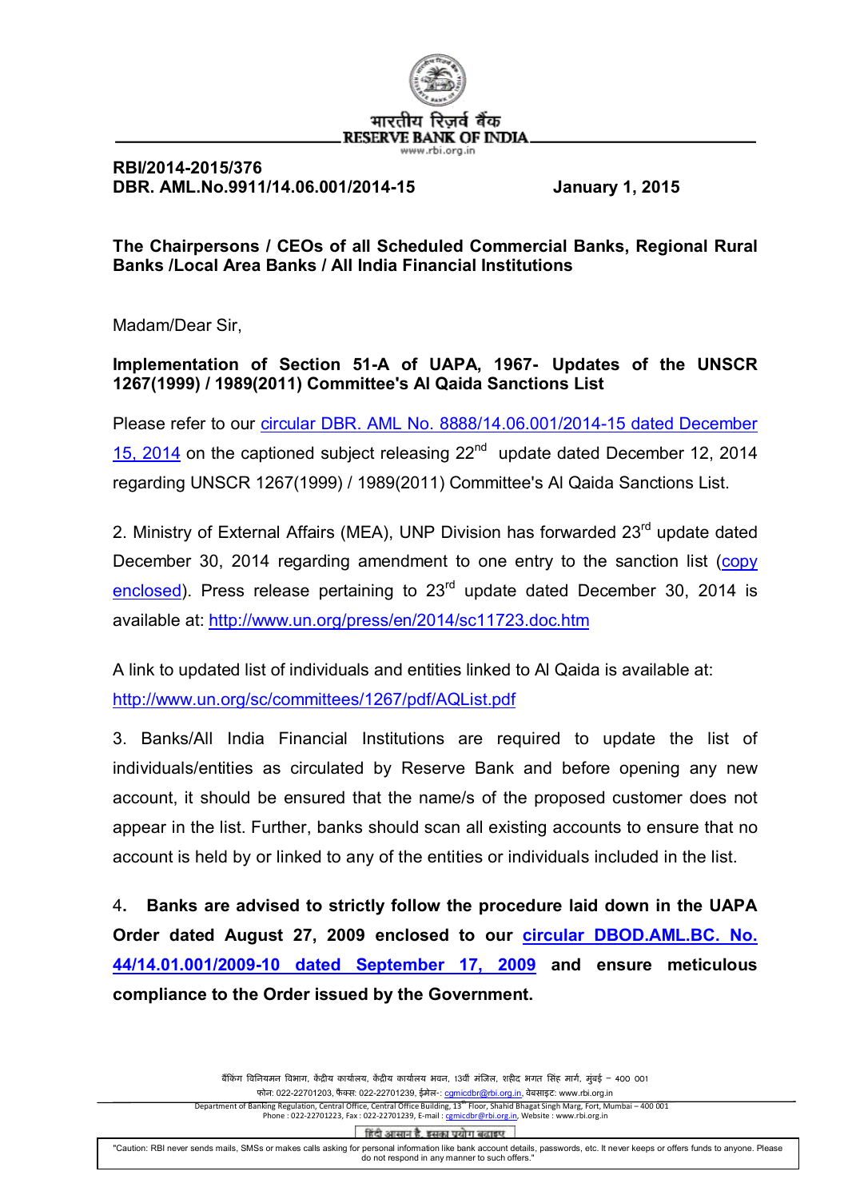भारतीय रिज़र्व बैंक
RESERVE BANK OF INDIA
www.rbi.org.in

**RBI/2014-2015/376**
**DBR. AML.No.9911/14.06.001/2014-15** **January 1, 2015**

**The Chairpersons / CEOs of all Scheduled Commercial Banks, Regional Rural Banks /Local Area Banks / All India Financial Institutions**

Madam/Dear Sir,

**Implementation of Section 51-A of UAPA, 1967- Updates of the UNSCR 1267(1999) / 1989(2011) Committee's Al Qaida Sanctions List**

Please refer to our circular DBR. AML No. 8888/14.06.001/2014-15 dated December 15, 2014 on the captioned subject releasing 22nd update dated December 12, 2014 regarding UNSCR 1267(1999) / 1989(2011) Committee's Al Qaida Sanctions List.

2. Ministry of External Affairs (MEA), UNP Division has forwarded 23rd update dated December 30, 2014 regarding amendment to one entry to the sanction list (copy enclosed). Press release pertaining to 23rd update dated December 30, 2014 is available at: http://www.un.org/press/en/2014/sc11723.doc.htm

A link to updated list of individuals and entities linked to Al Qaida is available at: http://www.un.org/sc/committees/1267/pdf/AQList.pdf

3. Banks/All India Financial Institutions are required to update the list of individuals/entities as circulated by Reserve Bank and before opening any new account, it should be ensured that the name/s of the proposed customer does not appear in the list. Further, banks should scan all existing accounts to ensure that no account is held by or linked to any of the entities or individuals included in the list.

4. **Banks are advised to strictly follow the procedure laid down in the UAPA Order dated August 27, 2009 enclosed to our circular DBOD.AML.BC. No. 44/14.01.001/2009-10 dated September 17, 2009 and ensure meticulous compliance to the Order issued by the Government.**

बैंकिंग विनियमन विभाग, केंद्रीय कार्यालय, केंद्रीय कार्यालय भवन, 13वी मंजिल, शहीद भगत सिंह मार्ग, मुंबई – 400 001
फोन: 022-22701203, फैक्स: 022-22701239, ईमेल-: cgmicdbr@rbi.org.in, वेबसाइट: www.rbi.org.in
Department of Banking Regulation, Central Office, Central Office Building, 13th Floor, Shahid Bhagat Singh Marg, Fort, Mumbai – 400 001
Phone : 022-22701223, Fax : 022-22701239, E-mail : cgmicdbr@rbi.org.in, Website : www.rbi.org.in

हिंदी आसान है, इसका प्रयोग बढ़ाइए

"Caution: RBI never sends mails, SMSs or makes calls asking for personal information like bank account details, passwords, etc. It never keeps or offers funds to anyone. Please do not respond in any manner to such offers."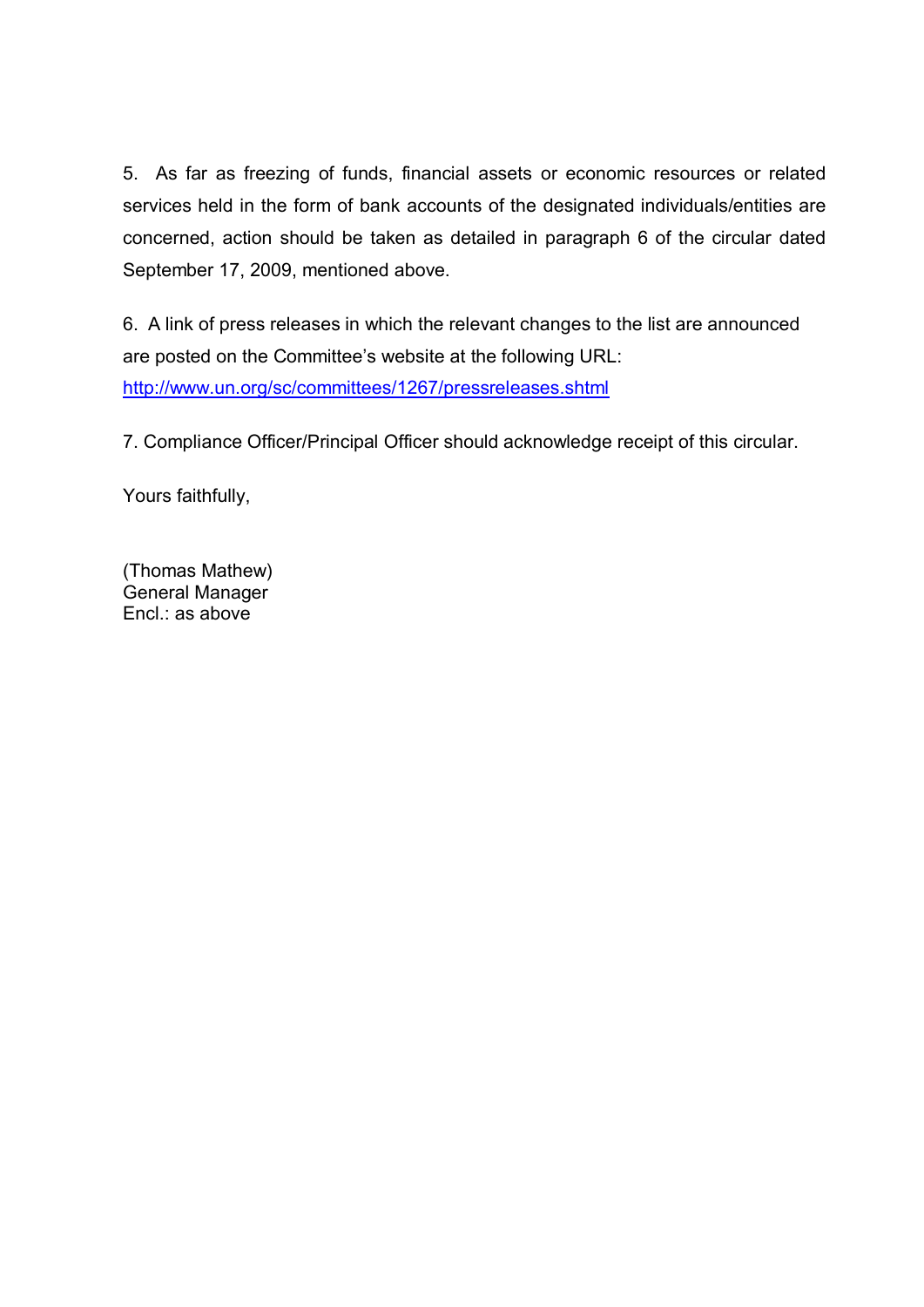5. As far as freezing of funds, financial assets or economic resources or related services held in the form of bank accounts of the designated individuals/entities are concerned, action should be taken as detailed in paragraph 6 of the circular dated September 17, 2009, mentioned above.

6. A link of press releases in which the relevant changes to the list are announced are posted on the Committee's website at the following URL: http://www.un.org/sc/committees/1267/pressreleases.shtml

7. Compliance Officer/Principal Officer should acknowledge receipt of this circular.

Yours faithfully,

(Thomas Mathew)
General Manager
Encl.: as above